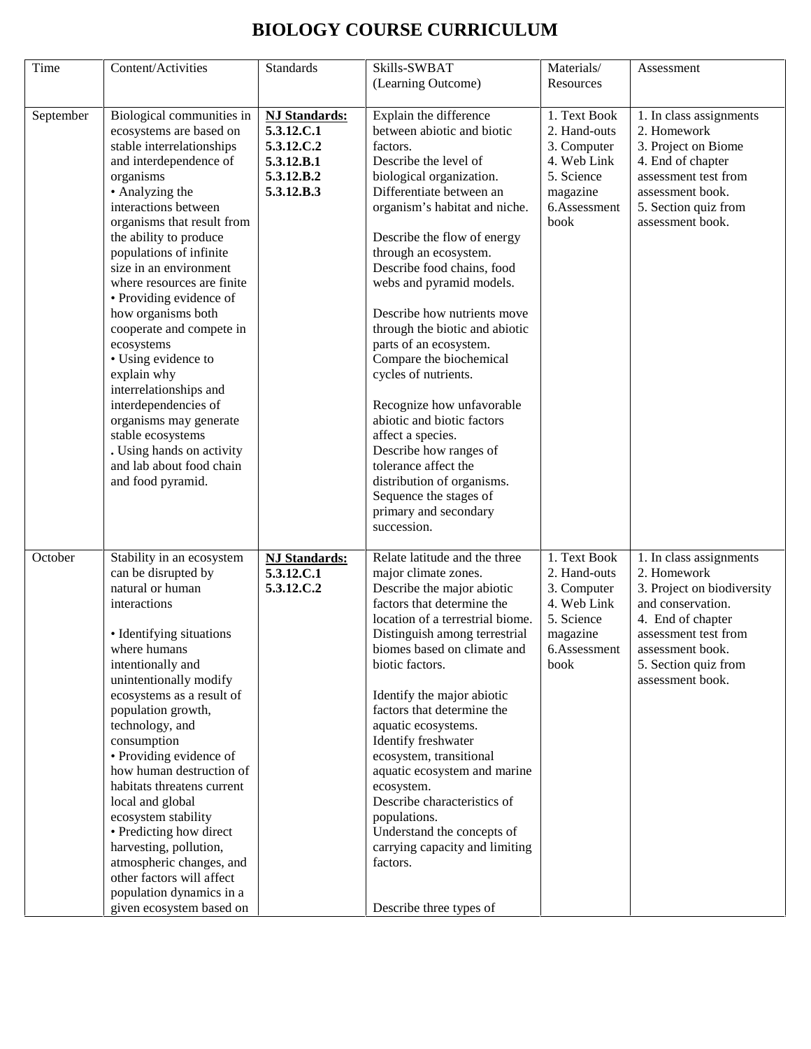# BIOLOGY COURSE CURRICULUM

| Time | Content/Activities | Standards | Skills-SWBAT (Learning Outcome) | Materials/ Resources | Assessment |
|---|---|---|---|---|---|
| September | Biological communities in ecosystems are based on stable interrelationships and interdependence of organisms<br>• Analyzing the interactions between organisms that result from the ability to produce populations of infinite size in an environment where resources are finite<br>• Providing evidence of how organisms both cooperate and compete in ecosystems<br>• Using evidence to explain why interrelationships and interdependencies of organisms may generate stable ecosystems<br>. Using hands on activity and lab about food chain and food pyramid. | **<u>NJ Standards:</u>**<br>**5.3.12.C.1**<br>**5.3.12.C.2**<br>**5.3.12.B.1**<br>**5.3.12.B.2**<br>**5.3.12.B.3** | Explain the difference between abiotic and biotic factors.<br>Describe the level of biological organization.<br>Differentiate between an organism's habitat and niche.<br><br>Describe the flow of energy through an ecosystem.<br>Describe food chains, food webs and pyramid models.<br><br>Describe how nutrients move through the biotic and abiotic parts of an ecosystem.<br>Compare the biochemical cycles of nutrients.<br><br>Recognize how unfavorable abiotic and biotic factors affect a species.<br>Describe how ranges of tolerance affect the distribution of organisms.<br>Sequence the stages of primary and secondary succession. | 1. Text Book<br>2. Hand-outs<br>3. Computer<br>4. Web Link<br>5. Science magazine<br>6.Assessment book | 1. In class assignments<br>2. Homework<br>3. Project on Biome<br>4. End of chapter assessment test from assessment book.<br>5. Section quiz from assessment book. |
| October | Stability in an ecosystem can be disrupted by natural or human interactions<br><br>• Identifying situations where humans intentionally and unintentionally modify ecosystems as a result of population growth, technology, and consumption<br>• Providing evidence of how human destruction of habitats threatens current local and global ecosystem stability<br>• Predicting how direct harvesting, pollution, atmospheric changes, and other factors will affect population dynamics in a given ecosystem based on | **<u>NJ Standards:</u>**<br>**5.3.12.C.1**<br>**5.3.12.C.2** | Relate latitude and the three major climate zones.<br>Describe the major abiotic factors that determine the location of a terrestrial biome.<br>Distinguish among terrestrial biomes based on climate and biotic factors.<br><br>Identify the major abiotic factors that determine the aquatic ecosystems.<br>Identify freshwater ecosystem, transitional aquatic ecosystem and marine ecosystem.<br>Describe characteristics of populations.<br>Understand the concepts of carrying capacity and limiting factors.<br><br><br>Describe three types of | 1. Text Book<br>2. Hand-outs<br>3. Computer<br>4. Web Link<br>5. Science magazine<br>6.Assessment book | 1. In class assignments<br>2. Homework<br>3. Project on biodiversity and conservation.<br>4. End of chapter assessment test from assessment book.<br>5. Section quiz from assessment book. |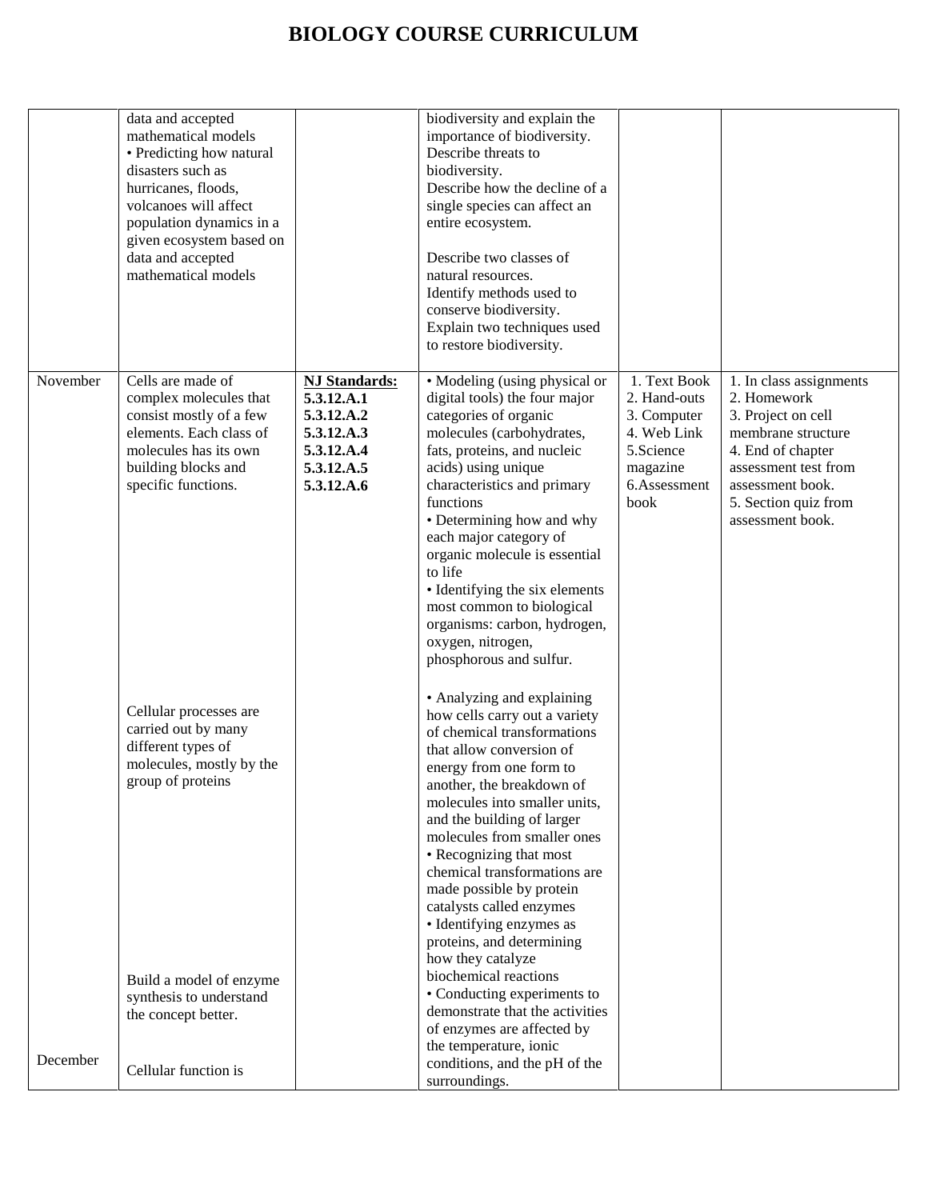# BIOLOGY COURSE CURRICULUM

| | | | | | |
|---|---|---|---|---|---|
| | data and accepted mathematical models<br>• Predicting how natural disasters such as hurricanes, floods, volcanoes will affect population dynamics in a given ecosystem based on data and accepted mathematical models | | biodiversity and explain the importance of biodiversity.<br>Describe threats to biodiversity.<br>Describe how the decline of a single species can affect an entire ecosystem.<br><br>Describe two classes of natural resources.<br>Identify methods used to conserve biodiversity.<br>Explain two techniques used to restore biodiversity. | | |
| November<br><br><br><br><br><br><br><br><br><br><br><br><br><br><br><br><br><br><br><br><br><br><br><br><br><br><br><br><br><br><br><br><br><br><br><br><br>December | Cells are made of complex molecules that consist mostly of a few elements. Each class of molecules has its own building blocks and specific functions.<br><br><br><br><br><br><br><br><br><br><br><br><br>Cellular processes are carried out by many different types of molecules, mostly by the group of proteins<br><br><br><br><br><br><br><br><br><br><br><br><br>Build a model of enzyme synthesis to understand the concept better.<br><br><br>Cellular function is | **NJ Standards:**<br>**5.3.12.A.1**<br>**5.3.12.A.2**<br>**5.3.12.A.3**<br>**5.3.12.A.4**<br>**5.3.12.A.5**<br>**5.3.12.A.6** | • Modeling (using physical or digital tools) the four major categories of organic molecules (carbohydrates, fats, proteins, and nucleic acids) using unique characteristics and primary functions<br>• Determining how and why each major category of organic molecule is essential to life<br>• Identifying the six elements most common to biological organisms: carbon, hydrogen, oxygen, nitrogen, phosphorous and sulfur.<br><br>• Analyzing and explaining how cells carry out a variety of chemical transformations that allow conversion of energy from one form to another, the breakdown of molecules into smaller units, and the building of larger molecules from smaller ones<br>• Recognizing that most chemical transformations are made possible by protein catalysts called enzymes<br>• Identifying enzymes as proteins, and determining how they catalyze biochemical reactions<br>• Conducting experiments to demonstrate that the activities of enzymes are affected by the temperature, ionic conditions, and the pH of the surroundings. | 1. Text Book<br>2. Hand-outs<br>3. Computer<br>4. Web Link<br>5.Science magazine<br>6.Assessment book | 1. In class assignments<br>2. Homework<br>3. Project on cell membrane structure<br>4. End of chapter assessment test from assessment book.<br>5. Section quiz from assessment book. |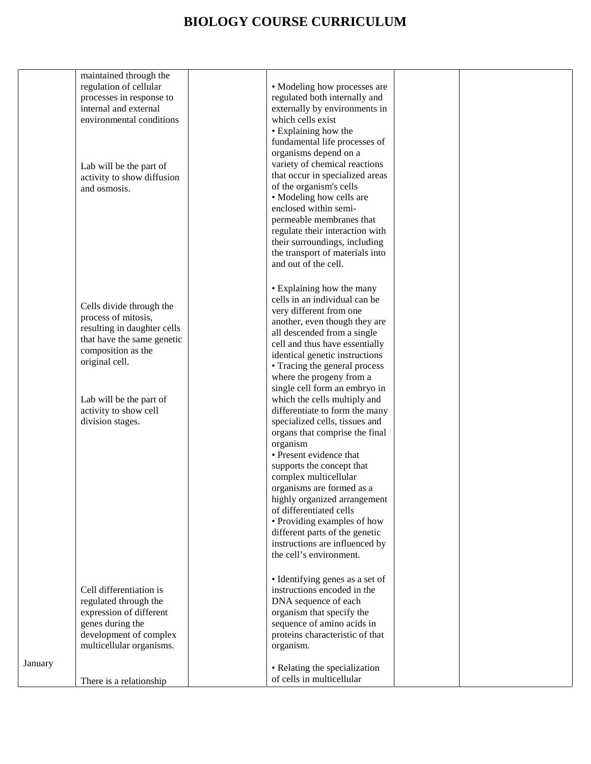# BIOLOGY COURSE CURRICULUM

| | | | | | |
|---|---|---|---|---|---|
| | maintained through the regulation of cellular processes in response to internal and external environmental conditions<br><br>Lab will be the part of activity to show diffusion and osmosis. | | • Modeling how processes are regulated both internally and externally by environments in which cells exist<br>• Explaining how the fundamental life processes of organisms depend on a variety of chemical reactions that occur in specialized areas of the organism's cells<br>• Modeling how cells are enclosed within semi-permeable membranes that regulate their interaction with their surroundings, including the transport of materials into and out of the cell. | | |
| | Cells divide through the process of mitosis, resulting in daughter cells that have the same genetic composition as the original cell.<br><br>Lab will be the part of activity to show cell division stages. | | • Explaining how the many cells in an individual can be very different from one another, even though they are all descended from a single cell and thus have essentially identical genetic instructions<br>• Tracing the general process where the progeny from a single cell form an embryo in which the cells multiply and differentiate to form the many specialized cells, tissues and organs that comprise the final organism<br>• Present evidence that supports the concept that complex multicellular organisms are formed as a highly organized arrangement of differentiated cells<br>• Providing examples of how different parts of the genetic instructions are influenced by the cell's environment. | | |
| | Cell differentiation is regulated through the expression of different genes during the development of complex multicellular organisms. | | • Identifying genes as a set of instructions encoded in the DNA sequence of each organism that specify the sequence of amino acids in proteins characteristic of that organism. | | |
| January | There is a relationship | | • Relating the specialization of cells in multicellular | | |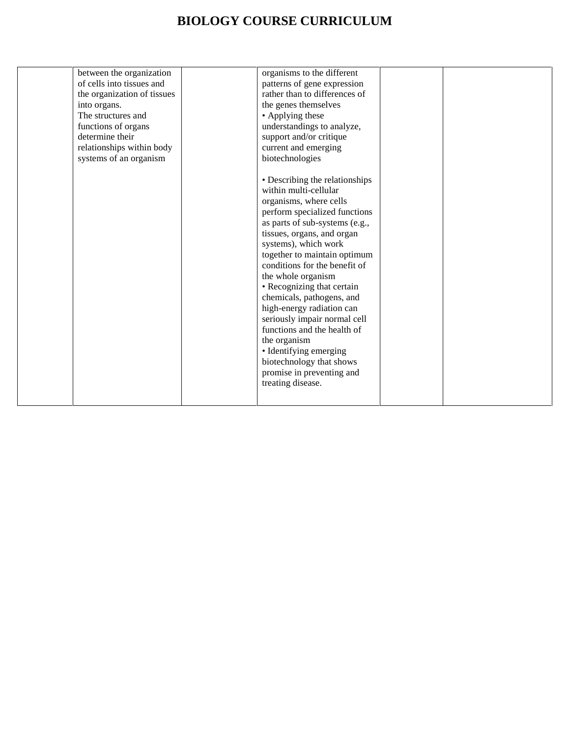# BIOLOGY COURSE CURRICULUM

| | | | | | |
|---|---|---|---|---|---|
| | between the organization of cells into tissues and the organization of tissues into organs.<br>The structures and functions of organs determine their relationships within body systems of an organism | | organisms to the different patterns of gene expression rather than to differences of the genes themselves<br>• Applying these understandings to analyze, support and/or critique current and emerging biotechnologies<br><br>• Describing the relationships within multi-cellular organisms, where cells perform specialized functions as parts of sub-systems (e.g., tissues, organs, and organ systems), which work together to maintain optimum conditions for the benefit of the whole organism<br>• Recognizing that certain chemicals, pathogens, and high-energy radiation can seriously impair normal cell functions and the health of the organism<br>• Identifying emerging biotechnology that shows promise in preventing and treating disease. | | |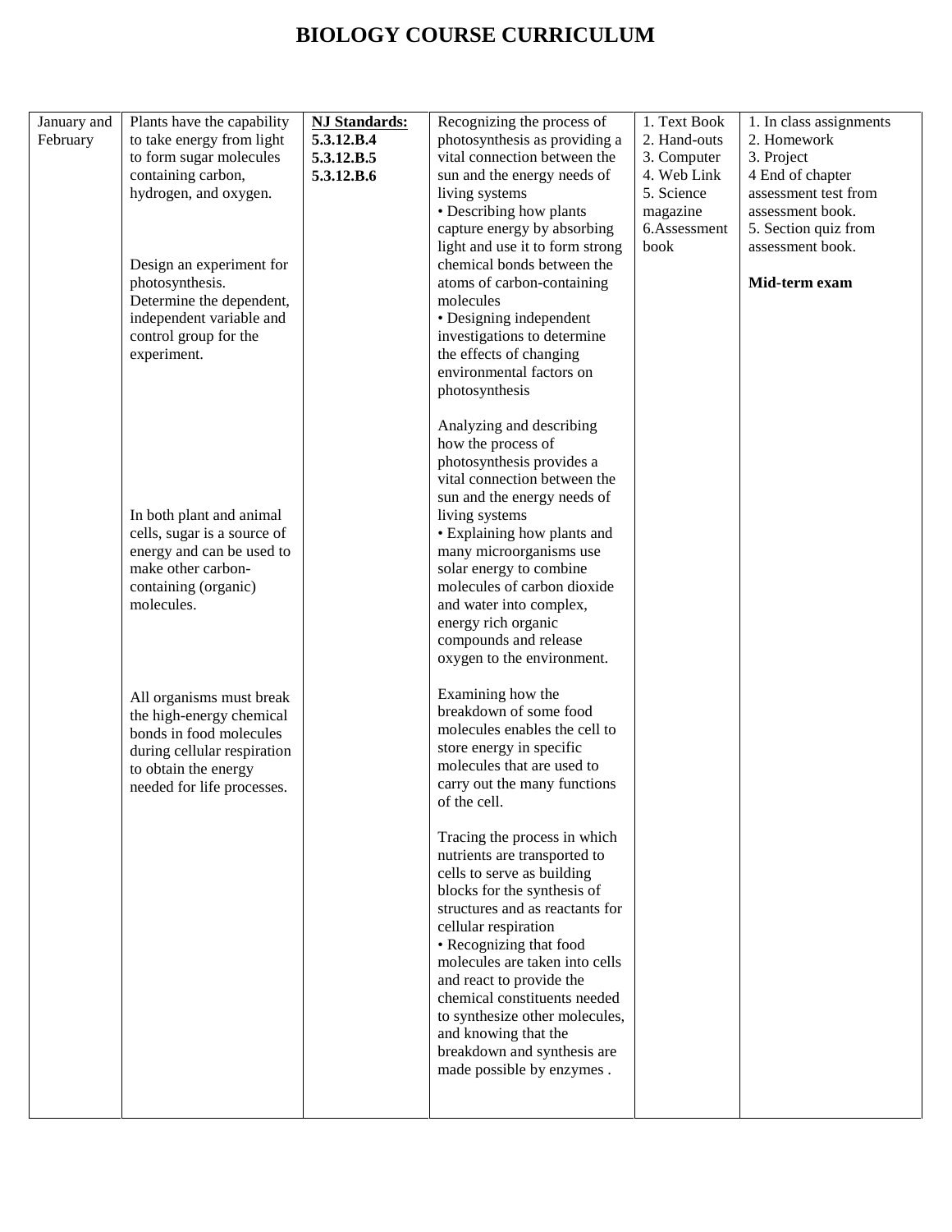# BIOLOGY COURSE CURRICULUM

| | | | | | |
|---|---|---|---|---|---|
| January and February | Plants have the capability to take energy from light to form sugar molecules containing carbon, hydrogen, and oxygen.<br><br>Design an experiment for photosynthesis. Determine the dependent, independent variable and control group for the experiment.<br><br>In both plant and animal cells, sugar is a source of energy and can be used to make other carbon-containing (organic) molecules.<br><br>All organisms must break the high-energy chemical bonds in food molecules during cellular respiration to obtain the energy needed for life processes. | **NJ Standards:**<br>**5.3.12.B.4**<br>**5.3.12.B.5**<br>**5.3.12.B.6** | Recognizing the process of photosynthesis as providing a vital connection between the sun and the energy needs of living systems<br>• Describing how plants capture energy by absorbing light and use it to form strong chemical bonds between the atoms of carbon-containing molecules<br>• Designing independent investigations to determine the effects of changing environmental factors on photosynthesis<br><br>Analyzing and describing how the process of photosynthesis provides a vital connection between the sun and the energy needs of living systems<br>• Explaining how plants and many microorganisms use solar energy to combine molecules of carbon dioxide and water into complex, energy rich organic compounds and release oxygen to the environment.<br><br>Examining how the breakdown of some food molecules enables the cell to store energy in specific molecules that are used to carry out the many functions of the cell.<br><br>Tracing the process in which nutrients are transported to cells to serve as building blocks for the synthesis of structures and as reactants for cellular respiration<br>• Recognizing that food molecules are taken into cells and react to provide the chemical constituents needed to synthesize other molecules, and knowing that the breakdown and synthesis are made possible by enzymes . | 1. Text Book<br>2. Hand-outs<br>3. Computer<br>4. Web Link<br>5. Science magazine<br>6.Assessment book | 1. In class assignments<br>2. Homework<br>3. Project<br>4 End of chapter assessment test from assessment book.<br>5. Section quiz from assessment book.<br><br>**Mid-term exam** |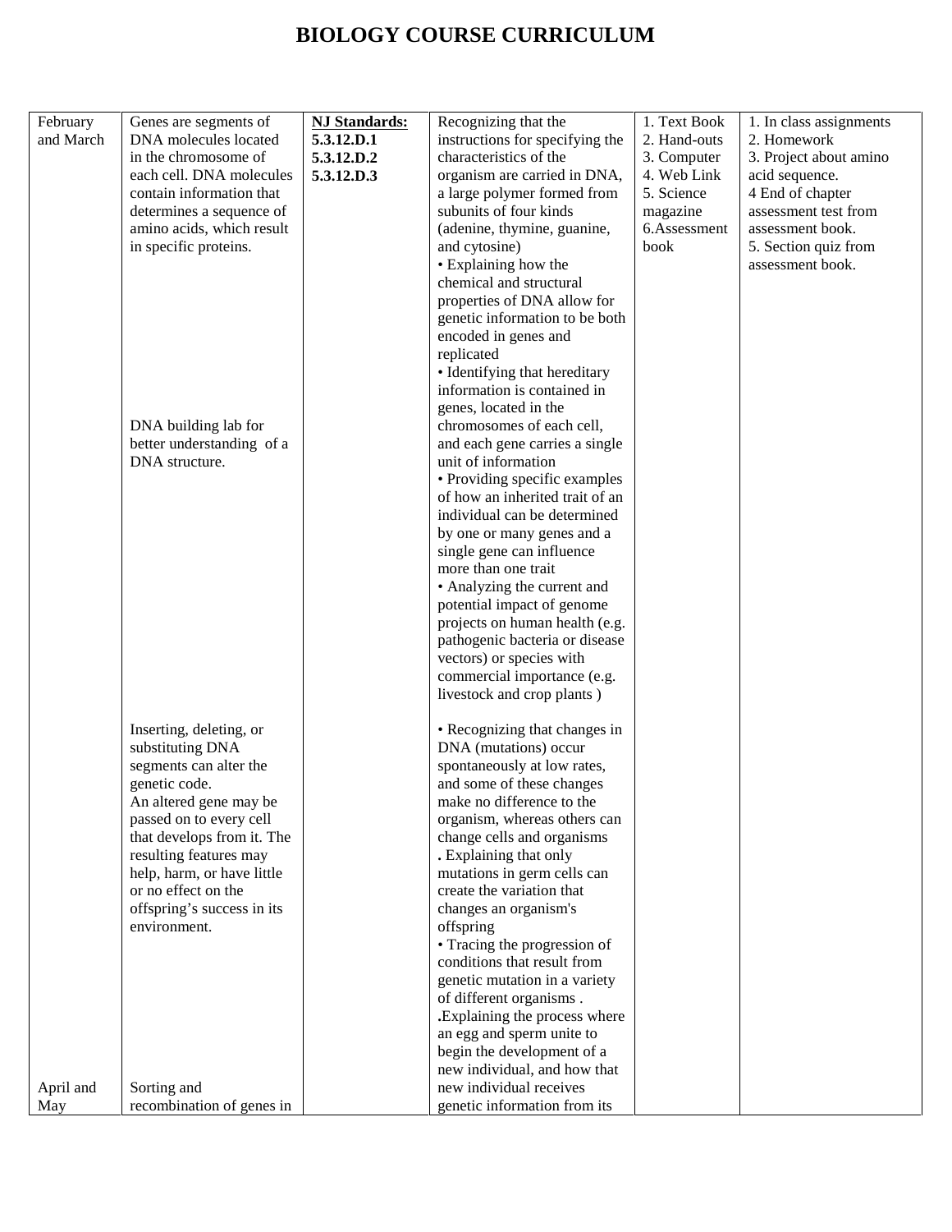# BIOLOGY COURSE CURRICULUM

| | | | | | |
|---|---|---|---|---|---|
| February and March | Genes are segments of DNA molecules located in the chromosome of each cell. DNA molecules contain information that determines a sequence of amino acids, which result in specific proteins.<br><br>DNA building lab for better understanding of a DNA structure. | **NJ Standards:**<br>**5.3.12.D.1**<br>**5.3.12.D.2**<br>**5.3.12.D.3** | Recognizing that the instructions for specifying the characteristics of the organism are carried in DNA, a large polymer formed from subunits of four kinds (adenine, thymine, guanine, and cytosine)<br>• Explaining how the chemical and structural properties of DNA allow for genetic information to be both encoded in genes and replicated<br>• Identifying that hereditary information is contained in genes, located in the chromosomes of each cell, and each gene carries a single unit of information<br>• Providing specific examples of how an inherited trait of an individual can be determined by one or many genes and a single gene can influence more than one trait<br>• Analyzing the current and potential impact of genome projects on human health (e.g. pathogenic bacteria or disease vectors) or species with commercial importance (e.g. livestock and crop plants ) | 1. Text Book<br>2. Hand-outs<br>3. Computer<br>4. Web Link<br>5. Science magazine<br>6.Assessment book | 1. In class assignments<br>2. Homework<br>3. Project about amino acid sequence.<br>4 End of chapter assessment test from assessment book.<br>5. Section quiz from assessment book. |
| | Inserting, deleting, or substituting DNA segments can alter the genetic code.<br>An altered gene may be passed on to every cell that develops from it. The resulting features may help, harm, or have little or no effect on the offspring's success in its environment. | | • Recognizing that changes in DNA (mutations) occur spontaneously at low rates, and some of these changes make no difference to the organism, whereas others can change cells and organisms<br>. Explaining that only mutations in germ cells can create the variation that changes an organism's offspring<br>• Tracing the progression of conditions that result from genetic mutation in a variety of different organisms .<br>.Explaining the process where an egg and sperm unite to begin the development of a new individual, and how that new individual receives genetic information from its | | |
| April and May | Sorting and recombination of genes in | | | | |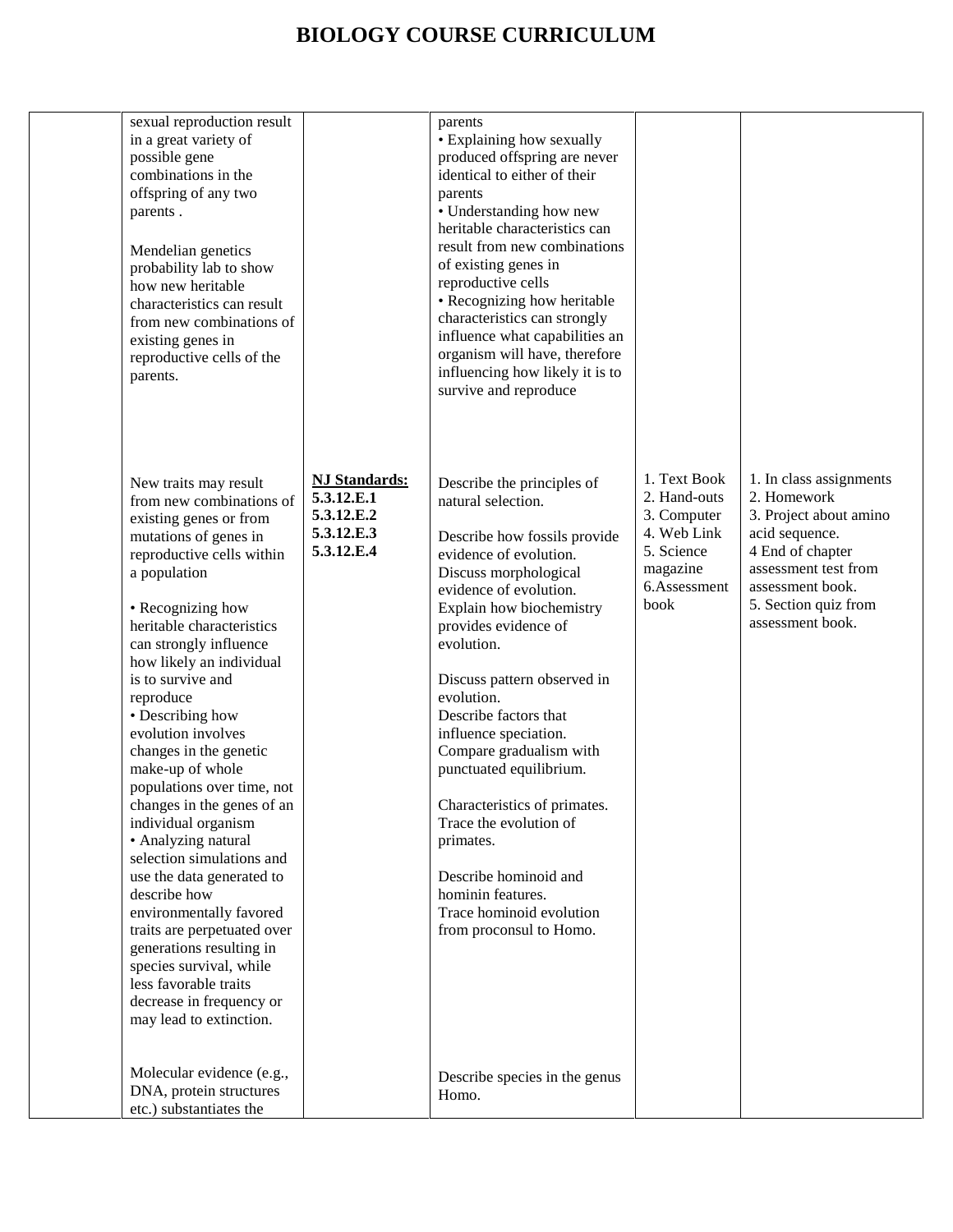# BIOLOGY COURSE CURRICULUM

| | | | | | |
|---|---|---|---|---|---|
| | sexual reproduction result in a great variety of possible gene combinations in the offspring of any two parents .<br><br>Mendelian genetics probability lab to show how new heritable characteristics can result from new combinations of existing genes in reproductive cells of the parents. | | parents<br>• Explaining how sexually produced offspring are never identical to either of their parents<br>• Understanding how new heritable characteristics can result from new combinations of existing genes in reproductive cells<br>• Recognizing how heritable characteristics can strongly influence what capabilities an organism will have, therefore influencing how likely it is to survive and reproduce | | |
| | New traits may result from new combinations of existing genes or from mutations of genes in reproductive cells within a population<br><br>• Recognizing how heritable characteristics can strongly influence how likely an individual is to survive and reproduce<br>• Describing how evolution involves changes in the genetic make-up of whole populations over time, not changes in the genes of an individual organism<br>• Analyzing natural selection simulations and use the data generated to describe how environmentally favored traits are perpetuated over generations resulting in species survival, while less favorable traits decrease in frequency or may lead to extinction. | **NJ Standards:**<br>**5.3.12.E.1**<br>**5.3.12.E.2**<br>**5.3.12.E.3**<br>**5.3.12.E.4** | Describe the principles of natural selection.<br><br>Describe how fossils provide evidence of evolution.<br>Discuss morphological evidence of evolution.<br>Explain how biochemistry provides evidence of evolution.<br><br>Discuss pattern observed in evolution.<br>Describe factors that influence speciation.<br>Compare gradualism with punctuated equilibrium.<br><br>Characteristics of primates.<br>Trace the evolution of primates.<br><br>Describe hominoid and hominin features.<br>Trace hominoid evolution from proconsul to Homo. | 1. Text Book<br>2. Hand-outs<br>3. Computer<br>4. Web Link<br>5. Science magazine<br>6.Assessment book | 1. In class assignments<br>2. Homework<br>3. Project about amino acid sequence.<br>4 End of chapter assessment test from assessment book.<br>5. Section quiz from assessment book. |
| | Molecular evidence (e.g., DNA, protein structures etc.) substantiates the | | Describe species in the genus Homo. | | |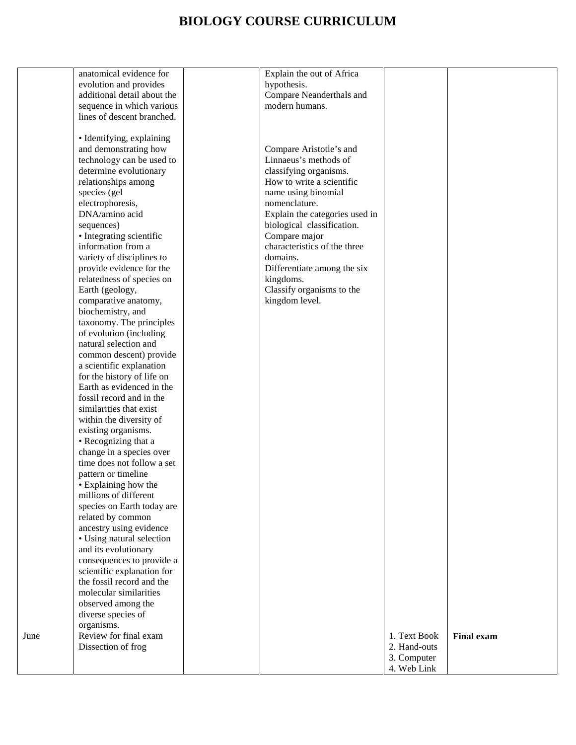# BIOLOGY COURSE CURRICULUM

| | | | | | |
|---|---|---|---|---|---|
| | anatomical evidence for evolution and provides additional detail about the sequence in which various lines of descent branched.<br><br>• Identifying, explaining and demonstrating how technology can be used to determine evolutionary relationships among species (gel electrophoresis, DNA/amino acid sequences)<br>• Integrating scientific information from a variety of disciplines to provide evidence for the relatedness of species on Earth (geology, comparative anatomy, biochemistry, and taxonomy. The principles of evolution (including natural selection and common descent) provide a scientific explanation for the history of life on Earth as evidenced in the fossil record and in the similarities that exist within the diversity of existing organisms.<br>• Recognizing that a change in a species over time does not follow a set pattern or timeline<br>• Explaining how the millions of different species on Earth today are related by common ancestry using evidence<br>• Using natural selection and its evolutionary consequences to provide a scientific explanation for the fossil record and the molecular similarities observed among the diverse species of organisms. | | Explain the out of Africa hypothesis.<br>Compare Neanderthals and modern humans.<br><br>Compare Aristotle's and Linnaeus's methods of classifying organisms.<br>How to write a scientific name using binomial nomenclature.<br>Explain the categories used in biological classification.<br>Compare major characteristics of the three domains.<br>Differentiate among the six kingdoms.<br>Classify organisms to the kingdom level. | | |
| June | Review for final exam<br>Dissection of frog | | | 1. Text Book<br>2. Hand-outs<br>3. Computer<br>4. Web Link | **Final exam** |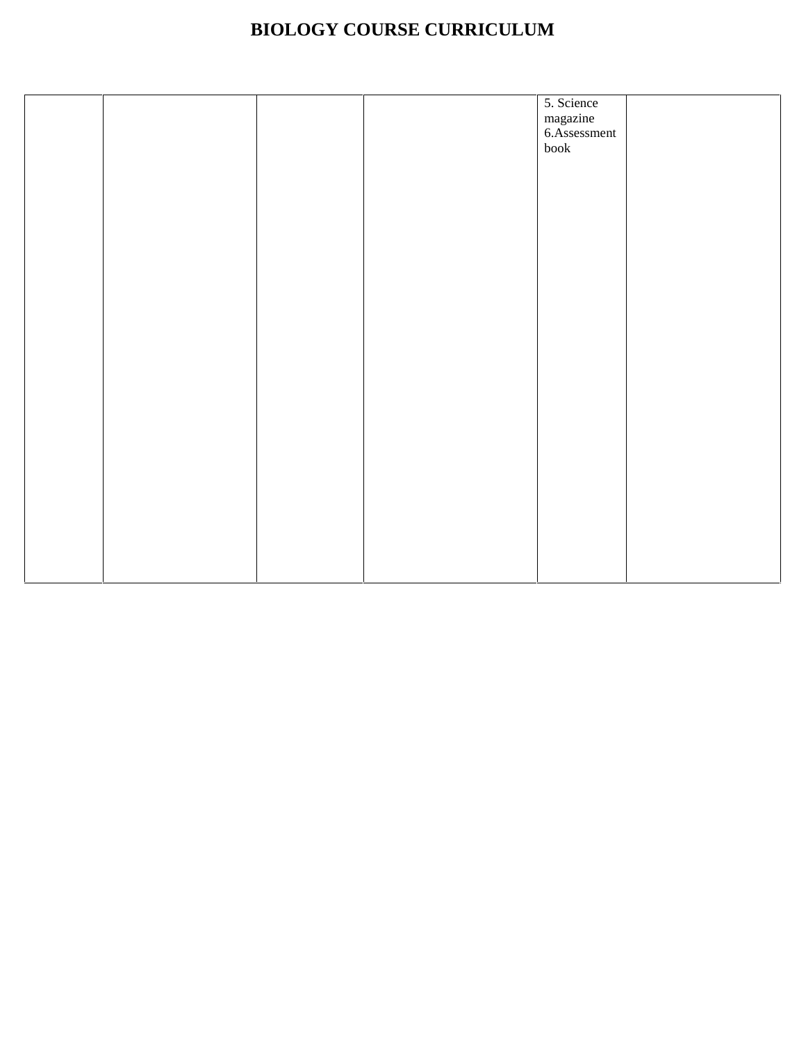# BIOLOGY COURSE CURRICULUM

| | | | | | | |
|---|---|---|---|---|---|---|
| | | | | | 5. Science magazine<br>6.Assessment book | |